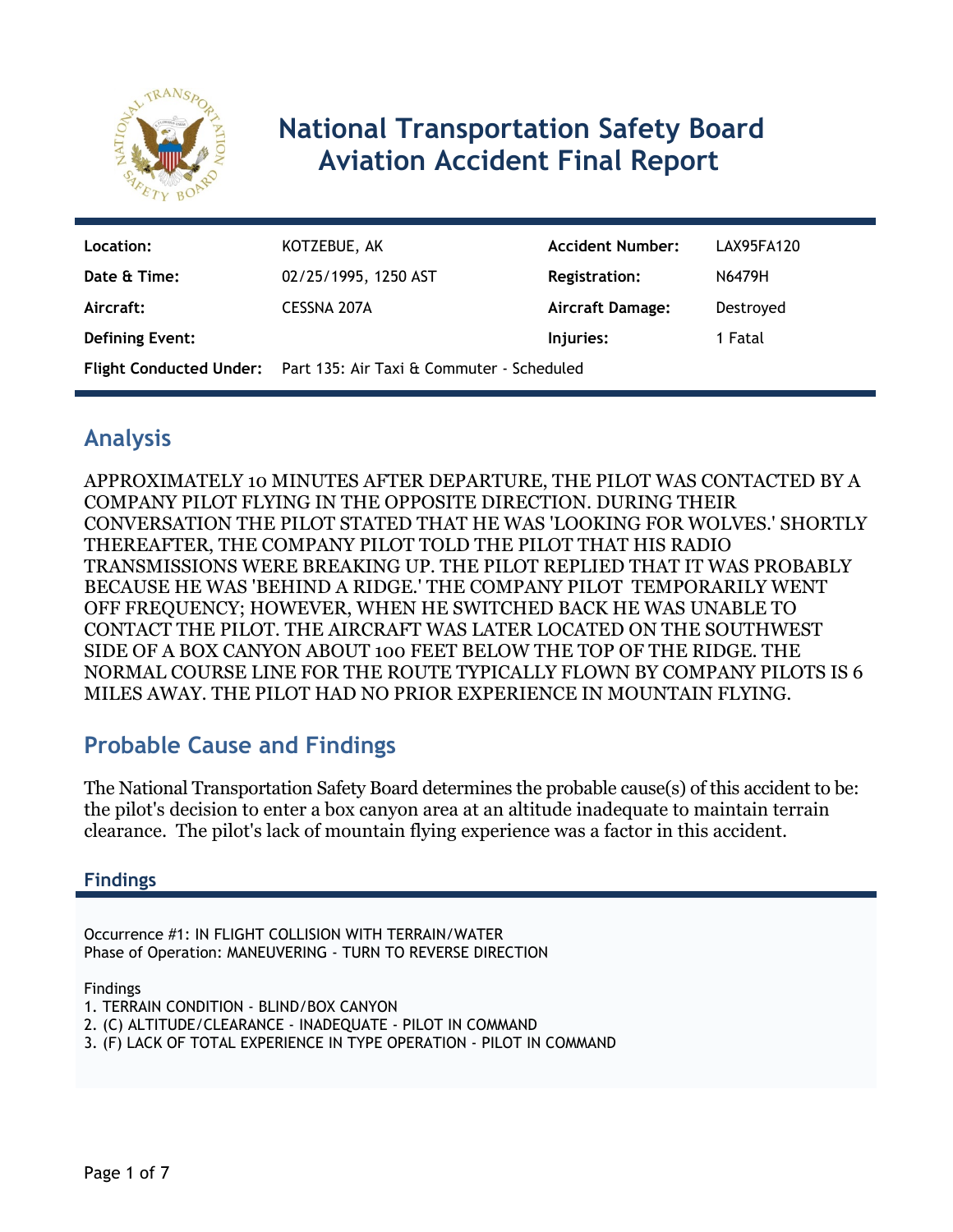# National Transportation Safety Board Aviation Accident Final Report

| | | | |
|---|---|---|---|
| **Location:** | KOTZEBUE, AK | **Accident Number:** | LAX95FA120 |
| **Date & Time:** | 02/25/1995, 1250 AST | **Registration:** | N6479H |
| **Aircraft:** | CESSNA 207A | **Aircraft Damage:** | Destroyed |
| **Defining Event:** | | **Injuries:** | 1 Fatal |
| **Flight Conducted Under:** | Part 135: Air Taxi & Commuter - Scheduled | | |

## Analysis

APPROXIMATELY 10 MINUTES AFTER DEPARTURE, THE PILOT WAS CONTACTED BY A COMPANY PILOT FLYING IN THE OPPOSITE DIRECTION. DURING THEIR CONVERSATION THE PILOT STATED THAT HE WAS 'LOOKING FOR WOLVES.' SHORTLY THEREAFTER, THE COMPANY PILOT TOLD THE PILOT THAT HIS RADIO TRANSMISSIONS WERE BREAKING UP. THE PILOT REPLIED THAT IT WAS PROBABLY BECAUSE HE WAS 'BEHIND A RIDGE.' THE COMPANY PILOT TEMPORARILY WENT OFF FREQUENCY; HOWEVER, WHEN HE SWITCHED BACK HE WAS UNABLE TO CONTACT THE PILOT. THE AIRCRAFT WAS LATER LOCATED ON THE SOUTHWEST SIDE OF A BOX CANYON ABOUT 100 FEET BELOW THE TOP OF THE RIDGE. THE NORMAL COURSE LINE FOR THE ROUTE TYPICALLY FLOWN BY COMPANY PILOTS IS 6 MILES AWAY. THE PILOT HAD NO PRIOR EXPERIENCE IN MOUNTAIN FLYING.

## Probable Cause and Findings

The National Transportation Safety Board determines the probable cause(s) of this accident to be: the pilot's decision to enter a box canyon area at an altitude inadequate to maintain terrain clearance. The pilot's lack of mountain flying experience was a factor in this accident.

### Findings

Occurrence #1: IN FLIGHT COLLISION WITH TERRAIN/WATER
Phase of Operation: MANEUVERING - TURN TO REVERSE DIRECTION

Findings
1. TERRAIN CONDITION - BLIND/BOX CANYON
2. (C) ALTITUDE/CLEARANCE - INADEQUATE - PILOT IN COMMAND
3. (F) LACK OF TOTAL EXPERIENCE IN TYPE OPERATION - PILOT IN COMMAND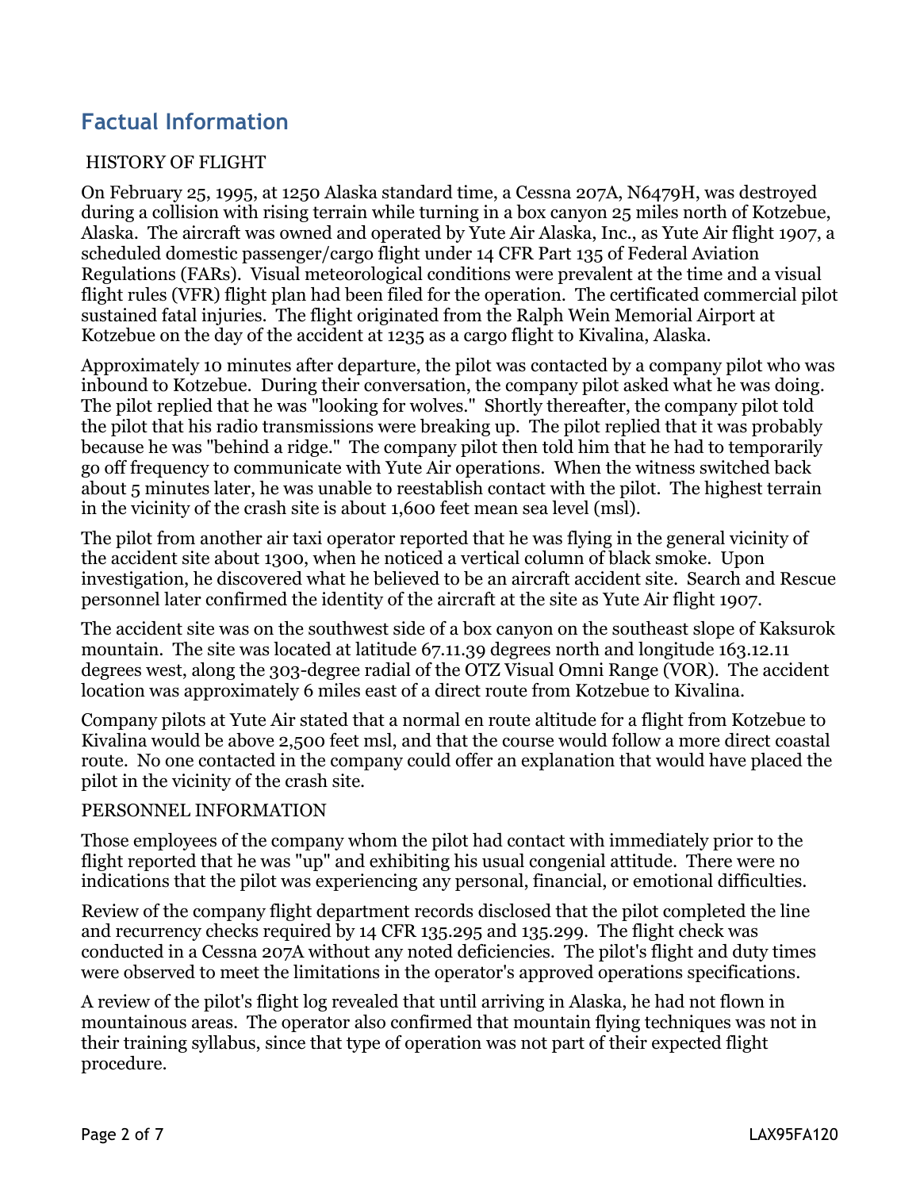## Factual Information

HISTORY OF FLIGHT

On February 25, 1995, at 1250 Alaska standard time, a Cessna 207A, N6479H, was destroyed during a collision with rising terrain while turning in a box canyon 25 miles north of Kotzebue, Alaska. The aircraft was owned and operated by Yute Air Alaska, Inc., as Yute Air flight 1907, a scheduled domestic passenger/cargo flight under 14 CFR Part 135 of Federal Aviation Regulations (FARs). Visual meteorological conditions were prevalent at the time and a visual flight rules (VFR) flight plan had been filed for the operation. The certificated commercial pilot sustained fatal injuries. The flight originated from the Ralph Wein Memorial Airport at Kotzebue on the day of the accident at 1235 as a cargo flight to Kivalina, Alaska.

Approximately 10 minutes after departure, the pilot was contacted by a company pilot who was inbound to Kotzebue. During their conversation, the company pilot asked what he was doing. The pilot replied that he was "looking for wolves." Shortly thereafter, the company pilot told the pilot that his radio transmissions were breaking up. The pilot replied that it was probably because he was "behind a ridge." The company pilot then told him that he had to temporarily go off frequency to communicate with Yute Air operations. When the witness switched back about 5 minutes later, he was unable to reestablish contact with the pilot. The highest terrain in the vicinity of the crash site is about 1,600 feet mean sea level (msl).

The pilot from another air taxi operator reported that he was flying in the general vicinity of the accident site about 1300, when he noticed a vertical column of black smoke. Upon investigation, he discovered what he believed to be an aircraft accident site. Search and Rescue personnel later confirmed the identity of the aircraft at the site as Yute Air flight 1907.

The accident site was on the southwest side of a box canyon on the southeast slope of Kaksurok mountain. The site was located at latitude 67.11.39 degrees north and longitude 163.12.11 degrees west, along the 303-degree radial of the OTZ Visual Omni Range (VOR). The accident location was approximately 6 miles east of a direct route from Kotzebue to Kivalina.

Company pilots at Yute Air stated that a normal en route altitude for a flight from Kotzebue to Kivalina would be above 2,500 feet msl, and that the course would follow a more direct coastal route. No one contacted in the company could offer an explanation that would have placed the pilot in the vicinity of the crash site.

PERSONNEL INFORMATION

Those employees of the company whom the pilot had contact with immediately prior to the flight reported that he was "up" and exhibiting his usual congenial attitude. There were no indications that the pilot was experiencing any personal, financial, or emotional difficulties.

Review of the company flight department records disclosed that the pilot completed the line and recurrency checks required by 14 CFR 135.295 and 135.299. The flight check was conducted in a Cessna 207A without any noted deficiencies. The pilot's flight and duty times were observed to meet the limitations in the operator's approved operations specifications.

A review of the pilot's flight log revealed that until arriving in Alaska, he had not flown in mountainous areas. The operator also confirmed that mountain flying techniques was not in their training syllabus, since that type of operation was not part of their expected flight procedure.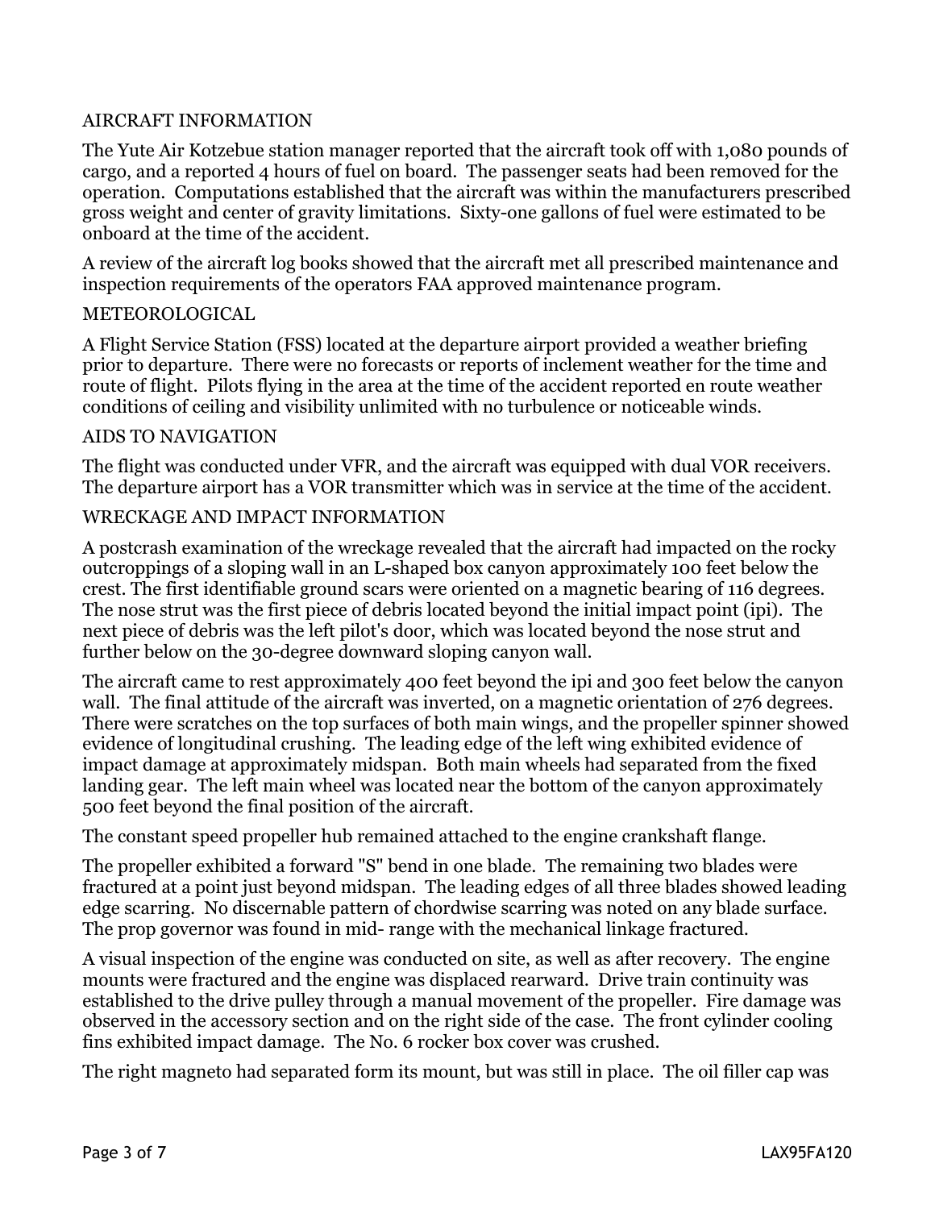## AIRCRAFT INFORMATION

The Yute Air Kotzebue station manager reported that the aircraft took off with 1,080 pounds of cargo, and a reported 4 hours of fuel on board. The passenger seats had been removed for the operation. Computations established that the aircraft was within the manufacturers prescribed gross weight and center of gravity limitations. Sixty-one gallons of fuel were estimated to be onboard at the time of the accident.

A review of the aircraft log books showed that the aircraft met all prescribed maintenance and inspection requirements of the operators FAA approved maintenance program.

## METEOROLOGICAL

A Flight Service Station (FSS) located at the departure airport provided a weather briefing prior to departure. There were no forecasts or reports of inclement weather for the time and route of flight. Pilots flying in the area at the time of the accident reported en route weather conditions of ceiling and visibility unlimited with no turbulence or noticeable winds.

## AIDS TO NAVIGATION

The flight was conducted under VFR, and the aircraft was equipped with dual VOR receivers. The departure airport has a VOR transmitter which was in service at the time of the accident.

## WRECKAGE AND IMPACT INFORMATION

A postcrash examination of the wreckage revealed that the aircraft had impacted on the rocky outcroppings of a sloping wall in an L-shaped box canyon approximately 100 feet below the crest. The first identifiable ground scars were oriented on a magnetic bearing of 116 degrees. The nose strut was the first piece of debris located beyond the initial impact point (ipi). The next piece of debris was the left pilot's door, which was located beyond the nose strut and further below on the 30-degree downward sloping canyon wall.

The aircraft came to rest approximately 400 feet beyond the ipi and 300 feet below the canyon wall. The final attitude of the aircraft was inverted, on a magnetic orientation of 276 degrees. There were scratches on the top surfaces of both main wings, and the propeller spinner showed evidence of longitudinal crushing. The leading edge of the left wing exhibited evidence of impact damage at approximately midspan. Both main wheels had separated from the fixed landing gear. The left main wheel was located near the bottom of the canyon approximately 500 feet beyond the final position of the aircraft.

The constant speed propeller hub remained attached to the engine crankshaft flange.

The propeller exhibited a forward "S" bend in one blade. The remaining two blades were fractured at a point just beyond midspan. The leading edges of all three blades showed leading edge scarring. No discernable pattern of chordwise scarring was noted on any blade surface. The prop governor was found in mid- range with the mechanical linkage fractured.

A visual inspection of the engine was conducted on site, as well as after recovery. The engine mounts were fractured and the engine was displaced rearward. Drive train continuity was established to the drive pulley through a manual movement of the propeller. Fire damage was observed in the accessory section and on the right side of the case. The front cylinder cooling fins exhibited impact damage. The No. 6 rocker box cover was crushed.

The right magneto had separated form its mount, but was still in place. The oil filler cap was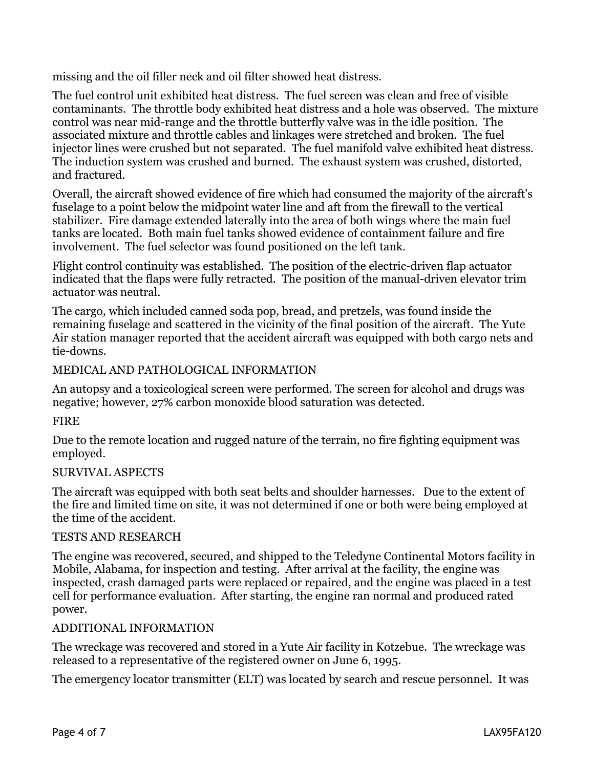missing and the oil filler neck and oil filter showed heat distress.

The fuel control unit exhibited heat distress. The fuel screen was clean and free of visible contaminants. The throttle body exhibited heat distress and a hole was observed. The mixture control was near mid-range and the throttle butterfly valve was in the idle position. The associated mixture and throttle cables and linkages were stretched and broken. The fuel injector lines were crushed but not separated. The fuel manifold valve exhibited heat distress. The induction system was crushed and burned. The exhaust system was crushed, distorted, and fractured.

Overall, the aircraft showed evidence of fire which had consumed the majority of the aircraft's fuselage to a point below the midpoint water line and aft from the firewall to the vertical stabilizer. Fire damage extended laterally into the area of both wings where the main fuel tanks are located. Both main fuel tanks showed evidence of containment failure and fire involvement. The fuel selector was found positioned on the left tank.

Flight control continuity was established. The position of the electric-driven flap actuator indicated that the flaps were fully retracted. The position of the manual-driven elevator trim actuator was neutral.

The cargo, which included canned soda pop, bread, and pretzels, was found inside the remaining fuselage and scattered in the vicinity of the final position of the aircraft. The Yute Air station manager reported that the accident aircraft was equipped with both cargo nets and tie-downs.

## MEDICAL AND PATHOLOGICAL INFORMATION

An autopsy and a toxicological screen were performed. The screen for alcohol and drugs was negative; however, 27% carbon monoxide blood saturation was detected.

## FIRE

Due to the remote location and rugged nature of the terrain, no fire fighting equipment was employed.

## SURVIVAL ASPECTS

The aircraft was equipped with both seat belts and shoulder harnesses. Due to the extent of the fire and limited time on site, it was not determined if one or both were being employed at the time of the accident.

## TESTS AND RESEARCH

The engine was recovered, secured, and shipped to the Teledyne Continental Motors facility in Mobile, Alabama, for inspection and testing. After arrival at the facility, the engine was inspected, crash damaged parts were replaced or repaired, and the engine was placed in a test cell for performance evaluation. After starting, the engine ran normal and produced rated power.

## ADDITIONAL INFORMATION

The wreckage was recovered and stored in a Yute Air facility in Kotzebue. The wreckage was released to a representative of the registered owner on June 6, 1995.

The emergency locator transmitter (ELT) was located by search and rescue personnel. It was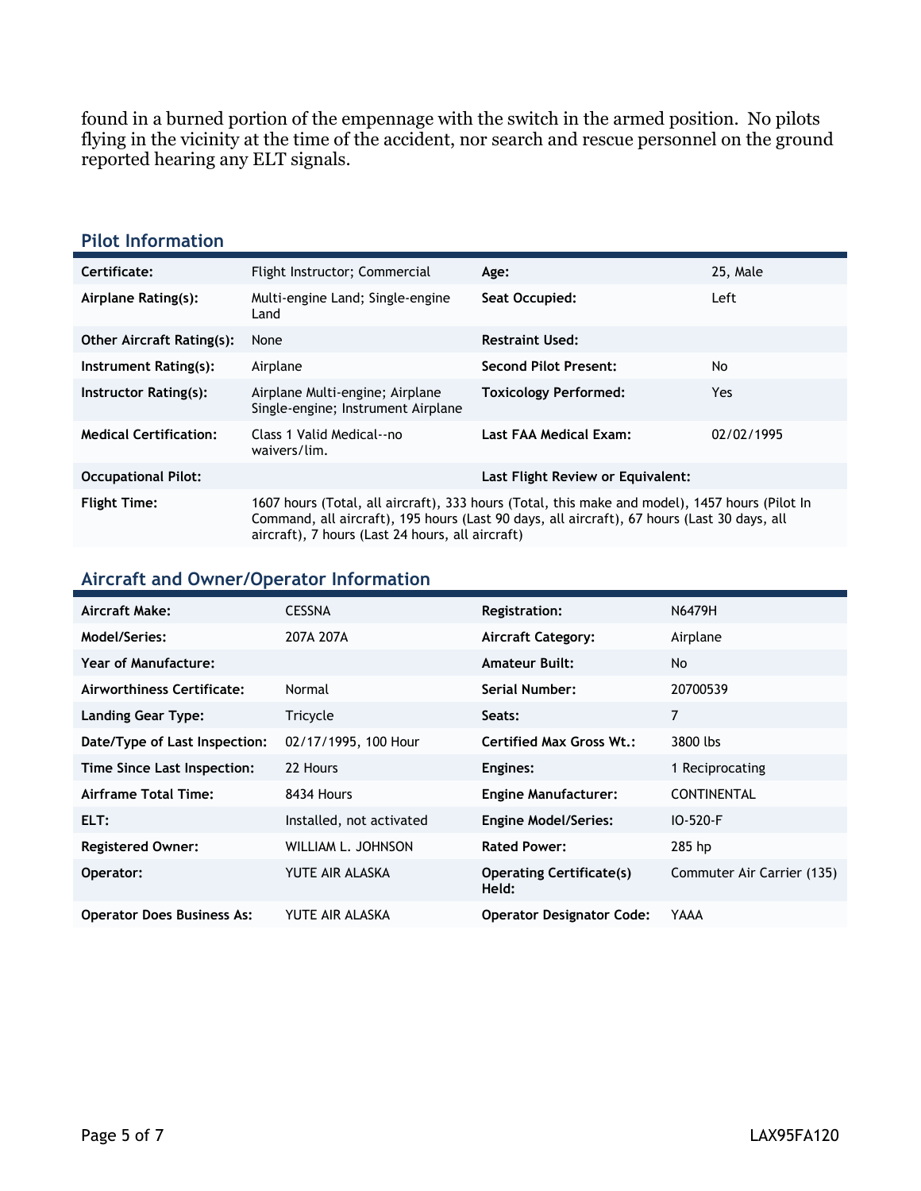found in a burned portion of the empennage with the switch in the armed position. No pilots flying in the vicinity at the time of the accident, nor search and rescue personnel on the ground reported hearing any ELT signals.

## Pilot Information

| | | | |
|---|---|---|---|
| **Certificate:** | Flight Instructor; Commercial | **Age:** | 25, Male |
| **Airplane Rating(s):** | Multi-engine Land; Single-engine Land | **Seat Occupied:** | Left |
| **Other Aircraft Rating(s):** | None | **Restraint Used:** | |
| **Instrument Rating(s):** | Airplane | **Second Pilot Present:** | No |
| **Instructor Rating(s):** | Airplane Multi-engine; Airplane Single-engine; Instrument Airplane | **Toxicology Performed:** | Yes |
| **Medical Certification:** | Class 1 Valid Medical--no waivers/lim. | **Last FAA Medical Exam:** | 02/02/1995 |
| **Occupational Pilot:** | | **Last Flight Review or Equivalent:** | |
| **Flight Time:** | 1607 hours (Total, all aircraft), 333 hours (Total, this make and model), 1457 hours (Pilot In Command, all aircraft), 195 hours (Last 90 days, all aircraft), 67 hours (Last 30 days, all aircraft), 7 hours (Last 24 hours, all aircraft) | | |

## Aircraft and Owner/Operator Information

| | | | |
|---|---|---|---|
| **Aircraft Make:** | CESSNA | **Registration:** | N6479H |
| **Model/Series:** | 207A 207A | **Aircraft Category:** | Airplane |
| **Year of Manufacture:** | | **Amateur Built:** | No |
| **Airworthiness Certificate:** | Normal | **Serial Number:** | 20700539 |
| **Landing Gear Type:** | Tricycle | **Seats:** | 7 |
| **Date/Type of Last Inspection:** | 02/17/1995, 100 Hour | **Certified Max Gross Wt.:** | 3800 lbs |
| **Time Since Last Inspection:** | 22 Hours | **Engines:** | 1 Reciprocating |
| **Airframe Total Time:** | 8434 Hours | **Engine Manufacturer:** | CONTINENTAL |
| **ELT:** | Installed, not activated | **Engine Model/Series:** | IO-520-F |
| **Registered Owner:** | WILLIAM L. JOHNSON | **Rated Power:** | 285 hp |
| **Operator:** | YUTE AIR ALASKA | **Operating Certificate(s) Held:** | Commuter Air Carrier (135) |
| **Operator Does Business As:** | YUTE AIR ALASKA | **Operator Designator Code:** | YAAA |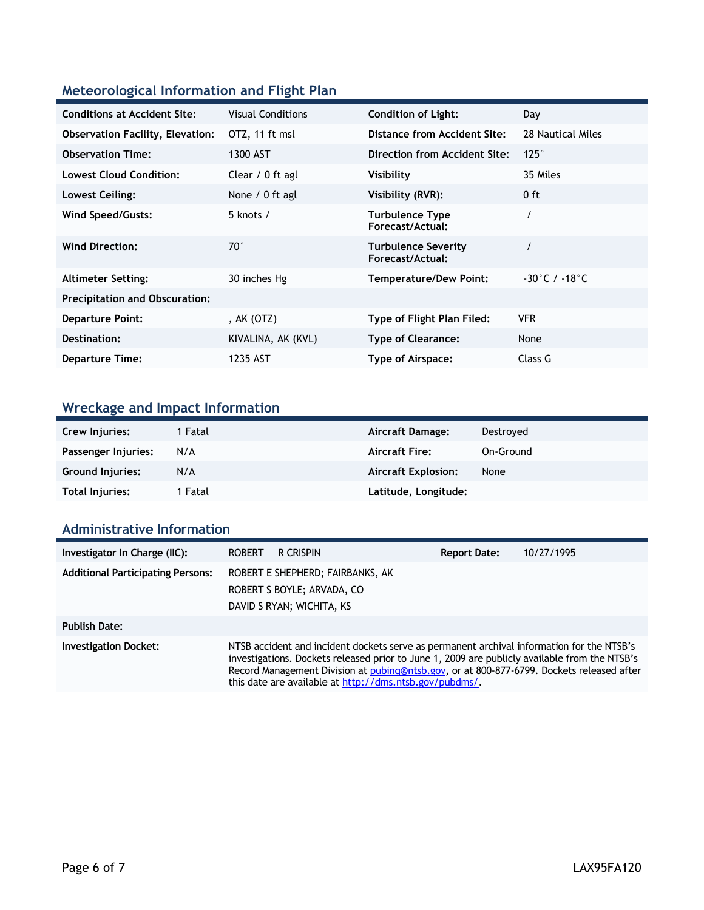## Meteorological Information and Flight Plan

| | | | |
|---|---|---|---|
| **Conditions at Accident Site:** | Visual Conditions | **Condition of Light:** | Day |
| **Observation Facility, Elevation:** | OTZ, 11 ft msl | **Distance from Accident Site:** | 28 Nautical Miles |
| **Observation Time:** | 1300 AST | **Direction from Accident Site:** | 125° |
| **Lowest Cloud Condition:** | Clear / 0 ft agl | **Visibility** | 35 Miles |
| **Lowest Ceiling:** | None / 0 ft agl | **Visibility (RVR):** | 0 ft |
| **Wind Speed/Gusts:** | 5 knots / | **Turbulence Type Forecast/Actual:** | / |
| **Wind Direction:** | 70° | **Turbulence Severity Forecast/Actual:** | / |
| **Altimeter Setting:** | 30 inches Hg | **Temperature/Dew Point:** | -30°C / -18°C |
| **Precipitation and Obscuration:** | | | |
| **Departure Point:** | , AK (OTZ) | **Type of Flight Plan Filed:** | VFR |
| **Destination:** | KIVALINA, AK (KVL) | **Type of Clearance:** | None |
| **Departure Time:** | 1235 AST | **Type of Airspace:** | Class G |

## Wreckage and Impact Information

| | | | |
|---|---|---|---|
| **Crew Injuries:** | 1 Fatal | **Aircraft Damage:** | Destroyed |
| **Passenger Injuries:** | N/A | **Aircraft Fire:** | On-Ground |
| **Ground Injuries:** | N/A | **Aircraft Explosion:** | None |
| **Total Injuries:** | 1 Fatal | **Latitude, Longitude:** | |

## Administrative Information

| | | | |
|---|---|---|---|
| **Investigator In Charge (IIC):** | ROBERT R CRISPIN | **Report Date:** | 10/27/1995 |
| **Additional Participating Persons:** | ROBERT E SHEPHERD; FAIRBANKS, AK<br>ROBERT S BOYLE; ARVADA, CO<br>DAVID S RYAN; WICHITA, KS | | |
| **Publish Date:** | | | |
| **Investigation Docket:** | NTSB accident and incident dockets serve as permanent archival information for the NTSB's investigations. Dockets released prior to June 1, 2009 are publicly available from the NTSB's Record Management Division at pubinq@ntsb.gov, or at 800-877-6799. Dockets released after this date are available at http://dms.ntsb.gov/pubdms/. | | |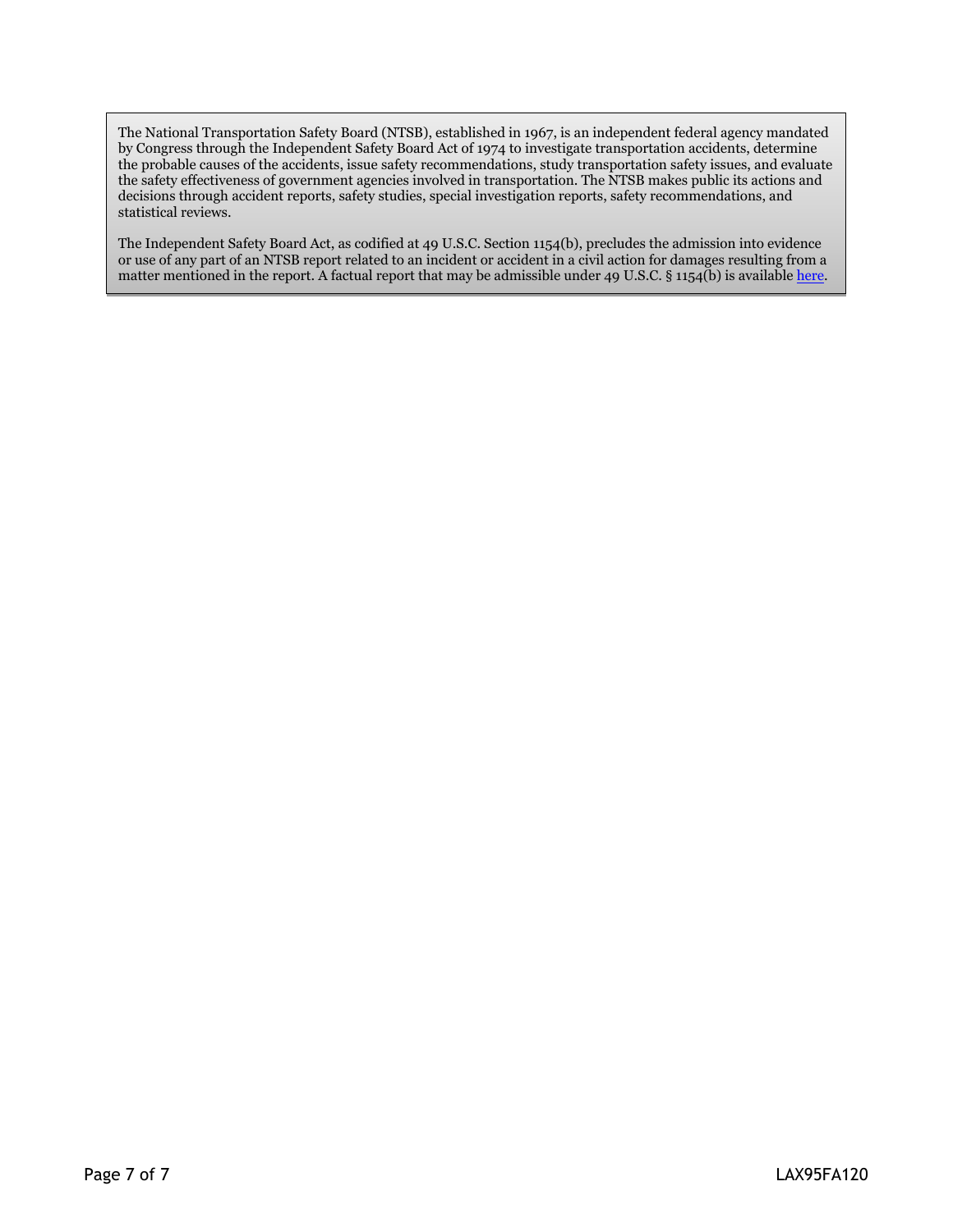The National Transportation Safety Board (NTSB), established in 1967, is an independent federal agency mandated by Congress through the Independent Safety Board Act of 1974 to investigate transportation accidents, determine the probable causes of the accidents, issue safety recommendations, study transportation safety issues, and evaluate the safety effectiveness of government agencies involved in transportation. The NTSB makes public its actions and decisions through accident reports, safety studies, special investigation reports, safety recommendations, and statistical reviews.

The Independent Safety Board Act, as codified at 49 U.S.C. Section 1154(b), precludes the admission into evidence or use of any part of an NTSB report related to an incident or accident in a civil action for damages resulting from a matter mentioned in the report. A factual report that may be admissible under 49 U.S.C. § 1154(b) is available here.